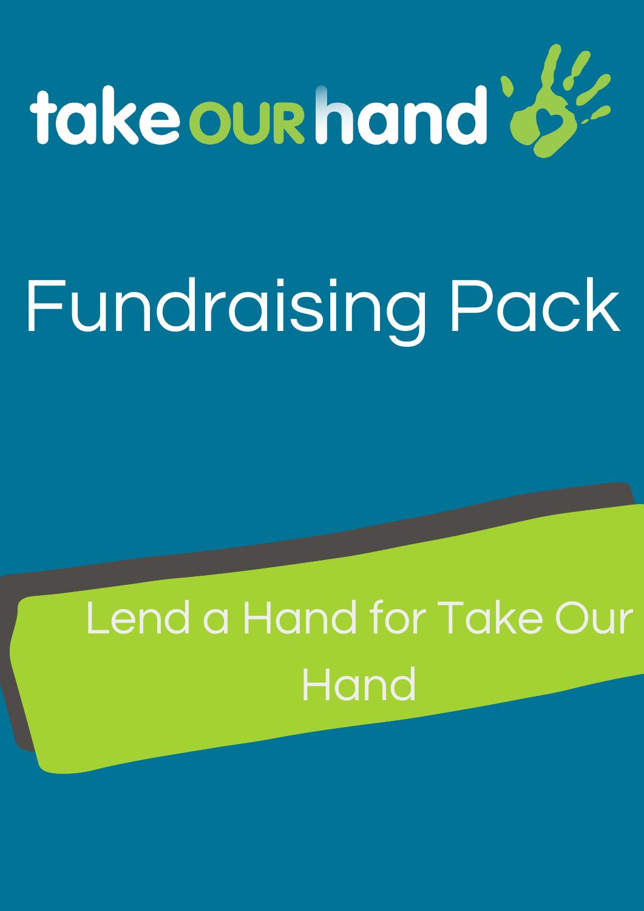take OUR hand

# Fundraising Pack

Lend a Hand for Take Our Hand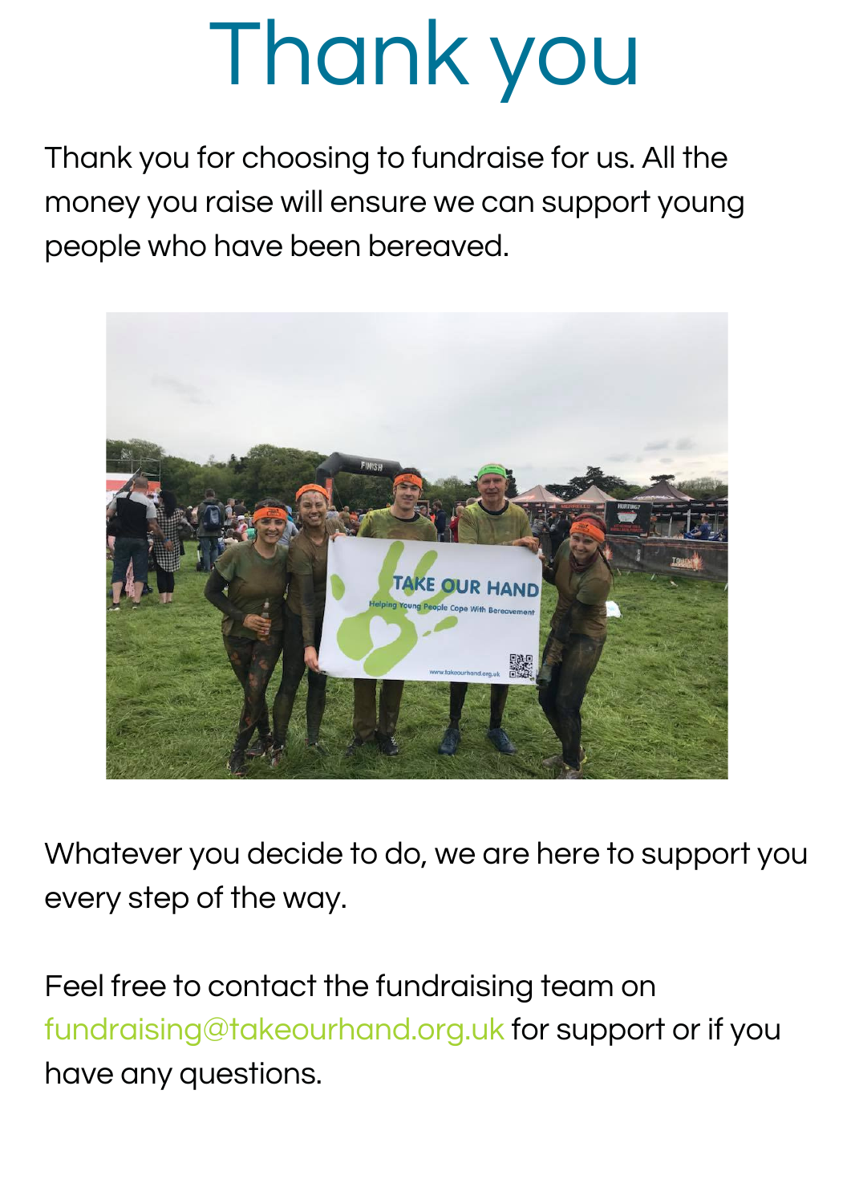# Thank you

Thank you for choosing to fundraise for us. All the money you raise will ensure we can support young people who have been bereaved.

Whatever you decide to do, we are here to support you every step of the way.

Feel free to contact the fundraising team on fundraising@takeourhand.org.uk for support or if you have any questions.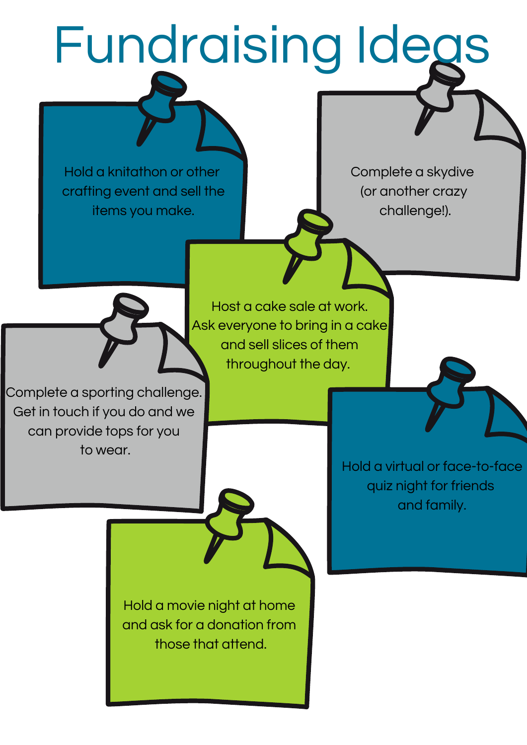# Fundraising Ideas

Hold a knitathon or other crafting event and sell the items you make.

Complete a skydive (or another crazy challenge!).

Host a cake sale at work. Ask everyone to bring in a cake and sell slices of them throughout the day.

Complete a sporting challenge. Get in touch if you do and we can provide tops for you to wear.

Hold a virtual or face-to-face quiz night for friends and family.

Hold a movie night at home and ask for a donation from those that attend.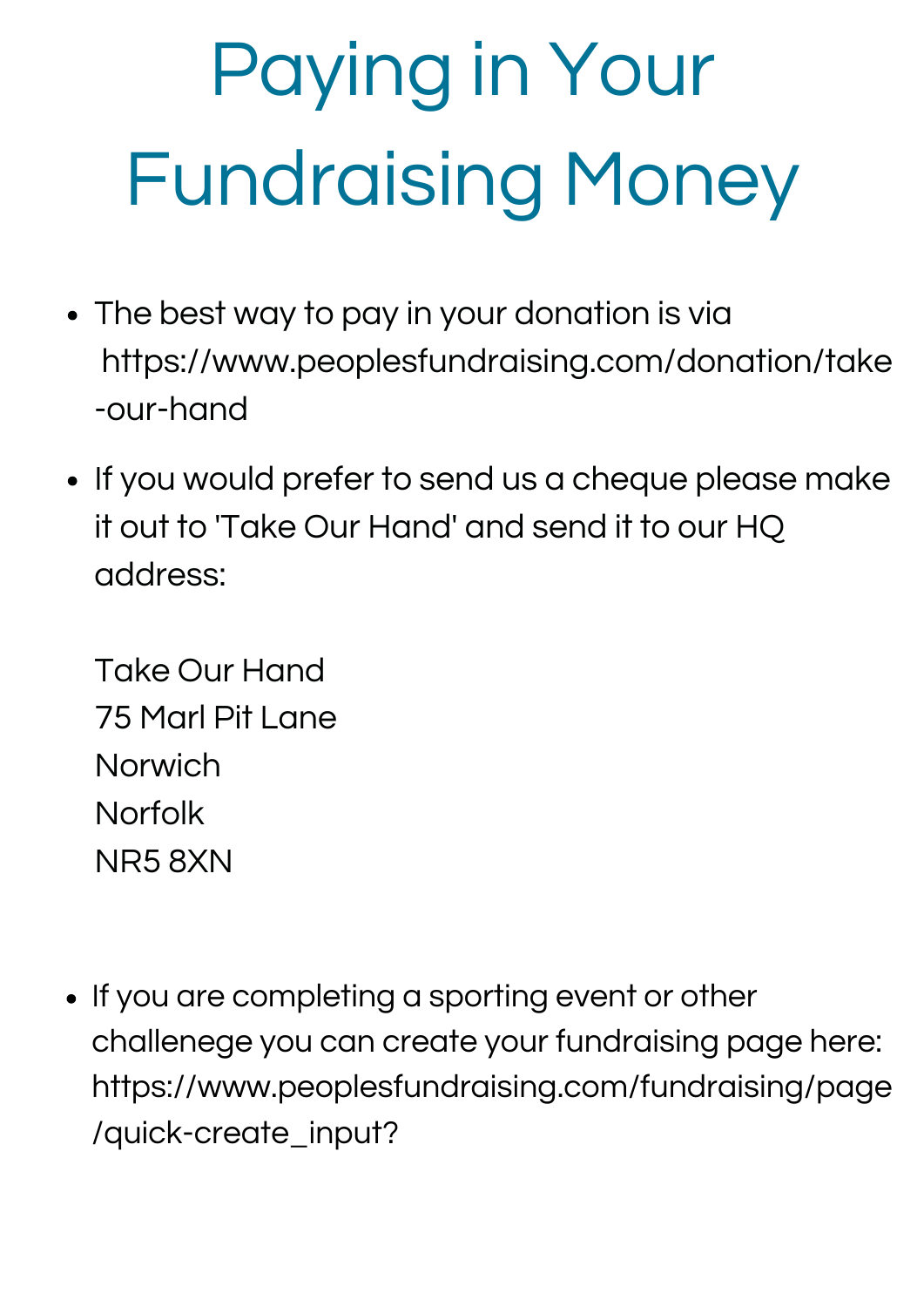# Paying in Your Fundraising Money

- The best way to pay in your donation is via https://www.peoplesfundraising.com/donation/take-our-hand
- If you would prefer to send us a cheque please make it out to 'Take Our Hand' and send it to our HQ address:

  Take Our Hand
  75 Marl Pit Lane
  Norwich
  Norfolk
  NR5 8XN

- If you are completing a sporting event or other challenege you can create your fundraising page here: https://www.peoplesfundraising.com/fundraising/page/quick-create_input?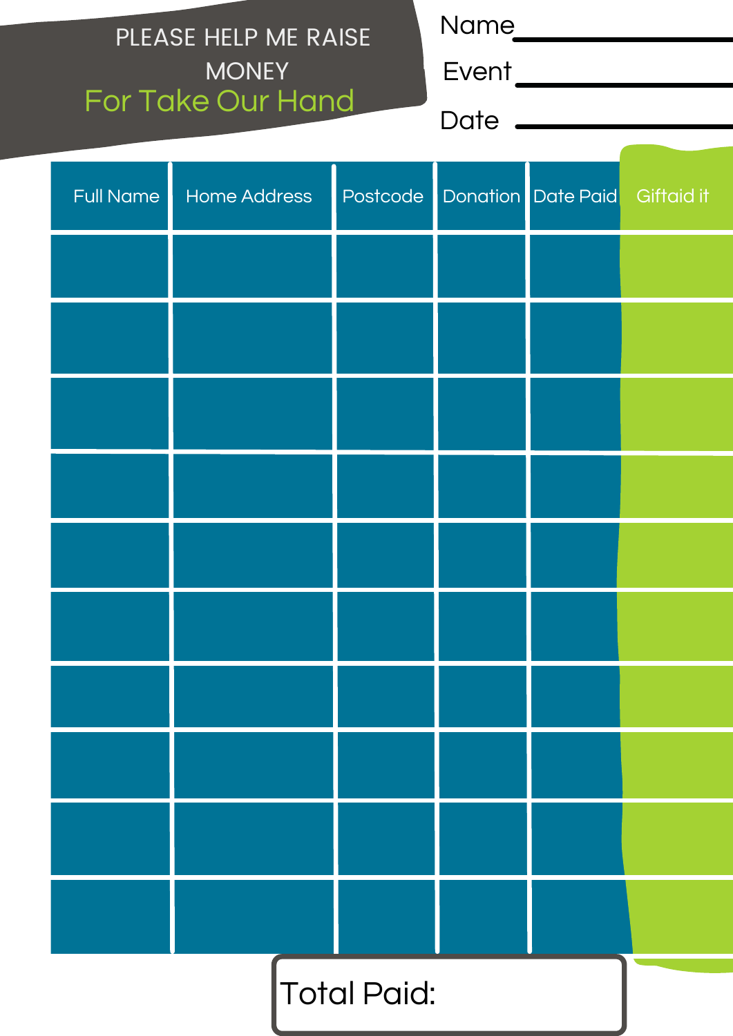PLEASE HELP ME RAISE MONEY

## For Take Our Hand

Name

Event

Date

| Full Name | Home Address | Postcode | Donation | Date Paid | Giftaid it |
|---|---|---|---|---|---|
| | | | | | |
| | | | | | |
| | | | | | |
| | | | | | |
| | | | | | |
| | | | | | |
| | | | | | |
| | | | | | |
| | | | | | |
| | | | | | |

Total Paid: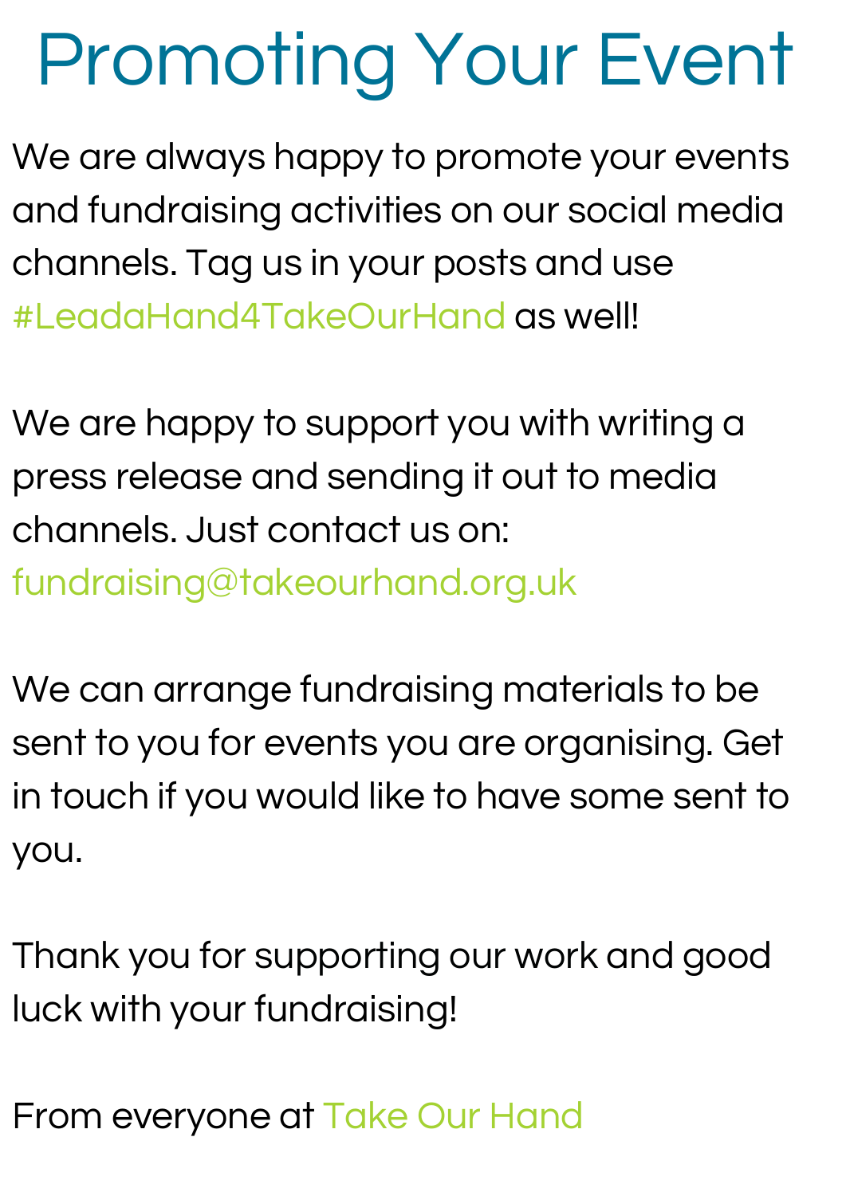# Promoting Your Event

We are always happy to promote your events and fundraising activities on our social media channels. Tag us in your posts and use #LeadaHand4TakeOurHand as well!

We are happy to support you with writing a press release and sending it out to media channels. Just contact us on: fundraising@takeourhand.org.uk

We can arrange fundraising materials to be sent to you for events you are organising. Get in touch if you would like to have some sent to you.

Thank you for supporting our work and good luck with your fundraising!

From everyone at Take Our Hand